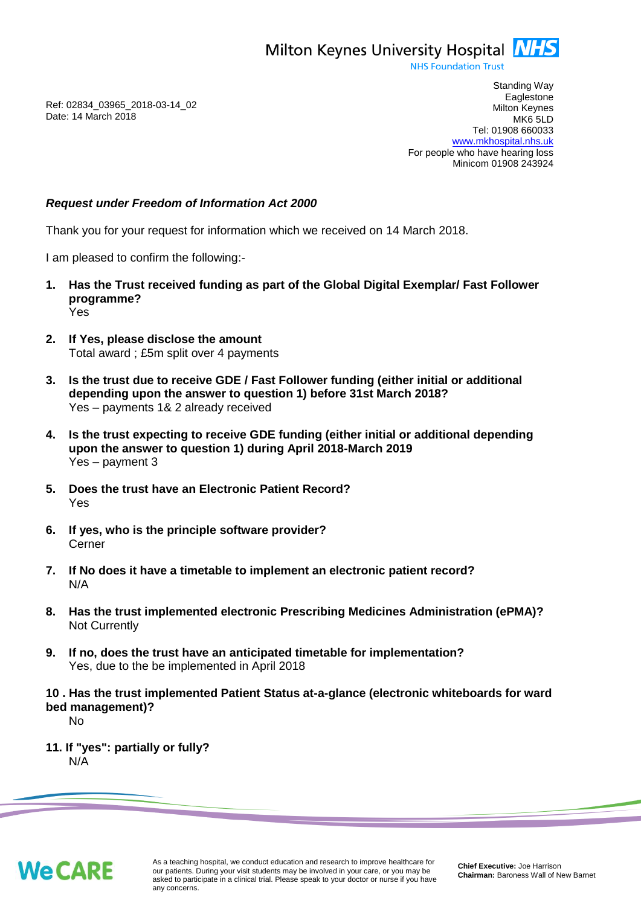Milton Keynes University Hospital NHS
NHS Foundation Trust

Ref: 02834_03965_2018-03-14_02
Date: 14 March 2018

Standing Way
Eaglestone
Milton Keynes
MK6 5LD
Tel: 01908 660033
www.mkhospital.nhs.uk
For people who have hearing loss
Minicom 01908 243924

***Request under Freedom of Information Act 2000***

Thank you for your request for information which we received on 14 March 2018.

I am pleased to confirm the following:-

1. **Has the Trust received funding as part of the Global Digital Exemplar/ Fast Follower programme?**
   Yes

2. **If Yes, please disclose the amount**
   Total award ; £5m split over 4 payments

3. **Is the trust due to receive GDE / Fast Follower funding (either initial or additional depending upon the answer to question 1) before 31st March 2018?**
   Yes – payments 1& 2 already received

4. **Is the trust expecting to receive GDE funding (either initial or additional depending upon the answer to question 1) during April 2018-March 2019**
   Yes – payment 3

5. **Does the trust have an Electronic Patient Record?**
   Yes

6. **If yes, who is the principle software provider?**
   Cerner

7. **If No does it have a timetable to implement an electronic patient record?**
   N/A

8. **Has the trust implemented electronic Prescribing Medicines Administration (ePMA)?**
   Not Currently

9. **If no, does the trust have an anticipated timetable for implementation?**
   Yes, due to the be implemented in April 2018

**10 . Has the trust implemented Patient Status at-a-glance (electronic whiteboards for ward bed management)?**
No

**11. If "yes": partially or fully?**
N/A

We CARE

As a teaching hospital, we conduct education and research to improve healthcare for our patients. During your visit students may be involved in your care, or you may be asked to participate in a clinical trial. Please speak to your doctor or nurse if you have any concerns.

**Chief Executive:** Joe Harrison
**Chairman:** Baroness Wall of New Barnet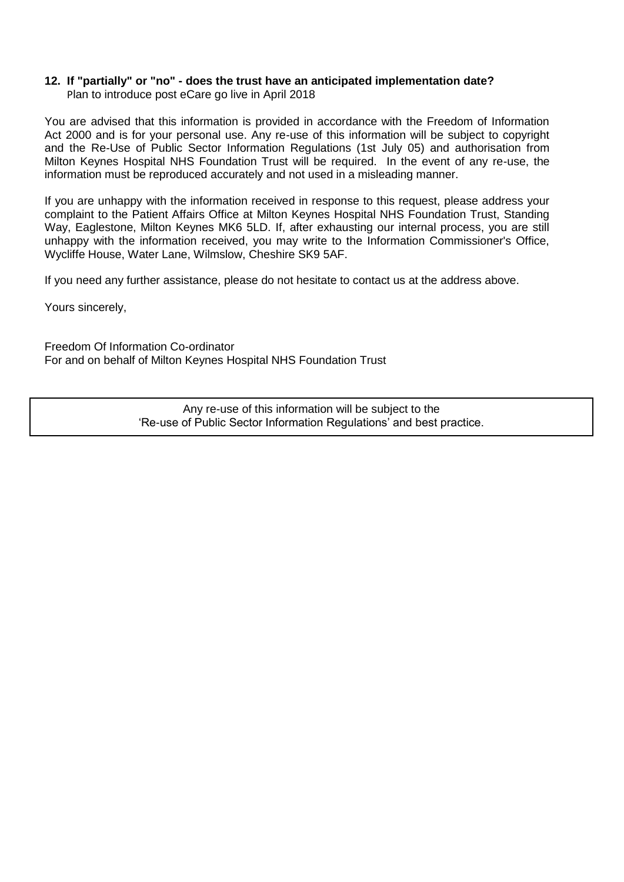**12. If "partially" or "no" - does the trust have an anticipated implementation date?**

Plan to introduce post eCare go live in April 2018

You are advised that this information is provided in accordance with the Freedom of Information Act 2000 and is for your personal use. Any re-use of this information will be subject to copyright and the Re-Use of Public Sector Information Regulations (1st July 05) and authorisation from Milton Keynes Hospital NHS Foundation Trust will be required. In the event of any re-use, the information must be reproduced accurately and not used in a misleading manner.

If you are unhappy with the information received in response to this request, please address your complaint to the Patient Affairs Office at Milton Keynes Hospital NHS Foundation Trust, Standing Way, Eaglestone, Milton Keynes MK6 5LD. If, after exhausting our internal process, you are still unhappy with the information received, you may write to the Information Commissioner's Office, Wycliffe House, Water Lane, Wilmslow, Cheshire SK9 5AF.

If you need any further assistance, please do not hesitate to contact us at the address above.

Yours sincerely,

Freedom Of Information Co-ordinator
For and on behalf of Milton Keynes Hospital NHS Foundation Trust

Any re-use of this information will be subject to the
'Re-use of Public Sector Information Regulations' and best practice.